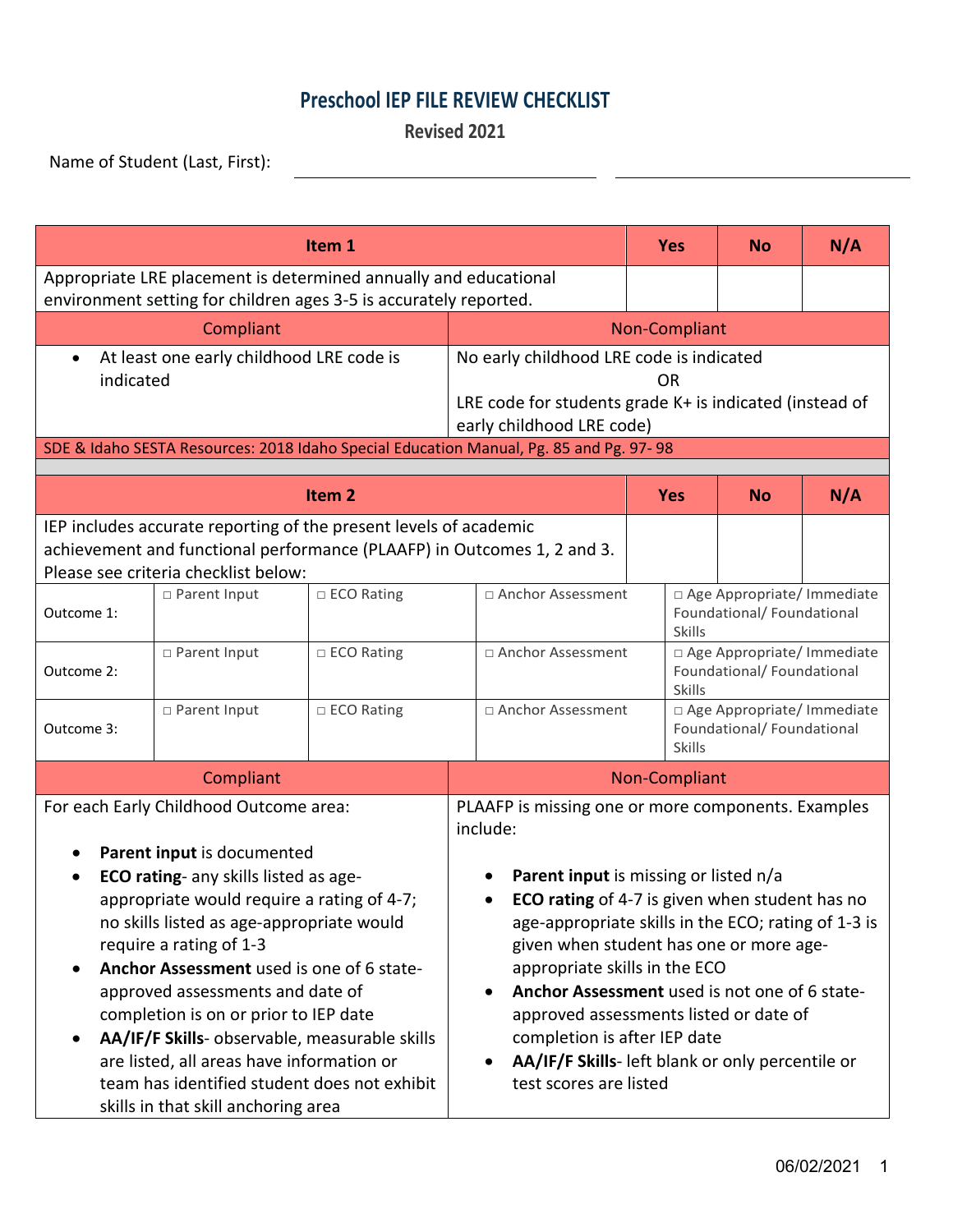# Preschool IEP FILE REVIEW CHECKLIST

**Revised 2021**

Name of Student (Last, First): ______________________ ______________________

| Item 1 | Yes | No | N/A |
|---|---|---|---|
| Appropriate LRE placement is determined annually and educational environment setting for children ages 3-5 is accurately reported. | | | |

| Compliant | Non-Compliant |
|---|---|
| • At least one early childhood LRE code is indicated | No early childhood LRE code is indicated<br>OR<br>LRE code for students grade K+ is indicated (instead of early childhood LRE code) |

SDE & Idaho SESTA Resources: 2018 Idaho Special Education Manual, Pg. 85 and Pg. 97- 98

| Item 2 | Yes | No | N/A |
|---|---|---|---|
| IEP includes accurate reporting of the present levels of academic achievement and functional performance (PLAAFP) in Outcomes 1, 2 and 3. Please see criteria checklist below: | | | |

| | | | | |
|---|---|---|---|---|
| Outcome 1: | □ Parent Input | □ ECO Rating | □ Anchor Assessment | □ Age Appropriate/ Immediate Foundational/ Foundational Skills |
| Outcome 2: | □ Parent Input | □ ECO Rating | □ Anchor Assessment | □ Age Appropriate/ Immediate Foundational/ Foundational Skills |
| Outcome 3: | □ Parent Input | □ ECO Rating | □ Anchor Assessment | □ Age Appropriate/ Immediate Foundational/ Foundational Skills |

| Compliant | Non-Compliant |
|---|---|
| For each Early Childhood Outcome area:<br><br>• **Parent input** is documented<br>• **ECO rating**- any skills listed as age-appropriate would require a rating of 4-7; no skills listed as age-appropriate would require a rating of 1-3<br>• **Anchor Assessment** used is one of 6 state-approved assessments and date of completion is on or prior to IEP date<br>• **AA/IF/F Skills**- observable, measurable skills are listed, all areas have information or team has identified student does not exhibit skills in that skill anchoring area | PLAAFP is missing one or more components. Examples include:<br><br>• **Parent input** is missing or listed n/a<br>• **ECO rating** of 4-7 is given when student has no age-appropriate skills in the ECO; rating of 1-3 is given when student has one or more age-appropriate skills in the ECO<br>• **Anchor Assessment** used is not one of 6 state-approved assessments listed or date of completion is after IEP date<br>• **AA/IF/F Skills**- left blank or only percentile or test scores are listed |

06/02/2021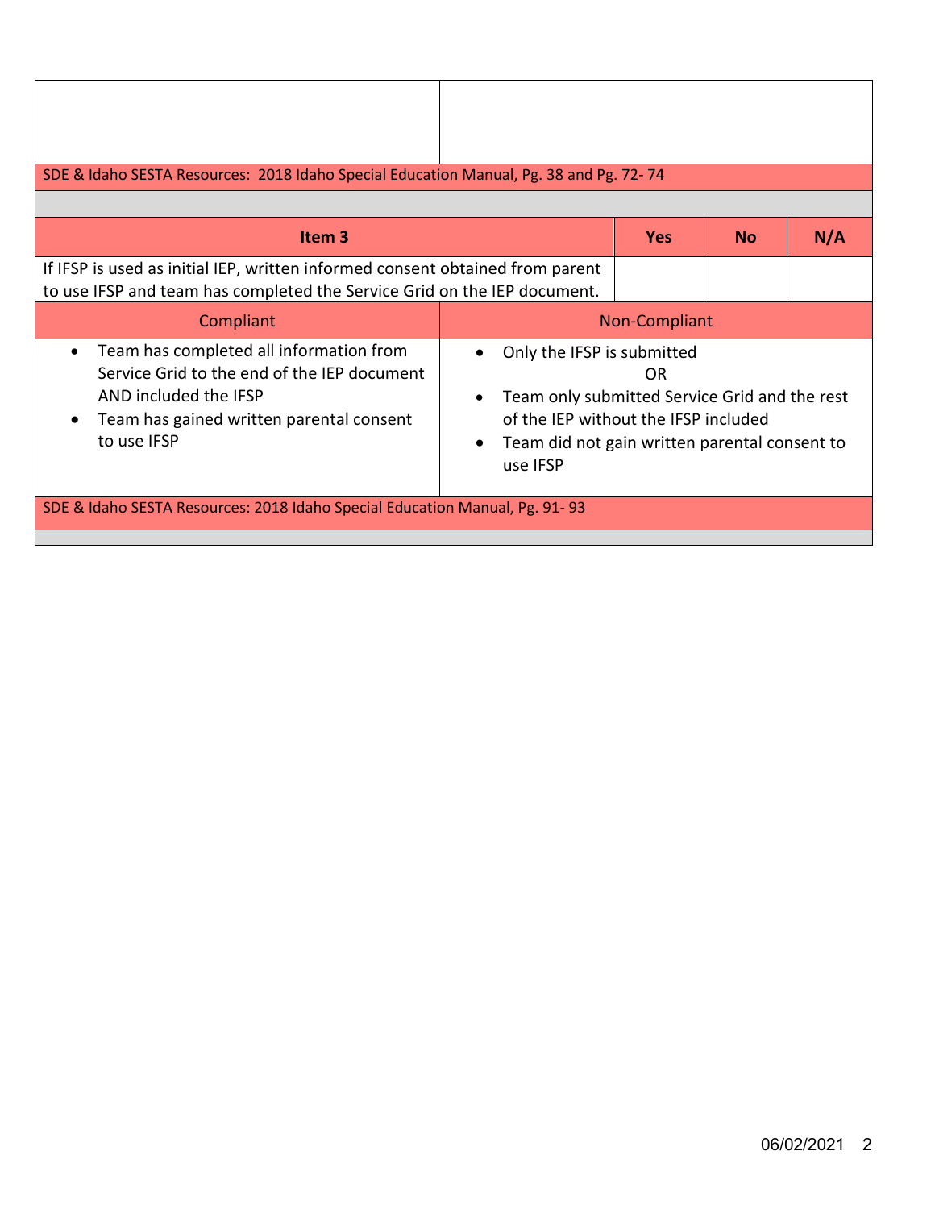| | |
|---|---|
| | |

SDE & Idaho SESTA Resources: 2018 Idaho Special Education Manual, Pg. 38 and Pg. 72- 74

| Item 3 | Yes | No | N/A |
|---|---|---|---|
| If IFSP is used as initial IEP, written informed consent obtained from parent to use IFSP and team has completed the Service Grid on the IEP document. | | | |

| Compliant | Non-Compliant |
|---|---|
| • Team has completed all information from Service Grid to the end of the IEP document AND included the IFSP<br>• Team has gained written parental consent to use IFSP | • Only the IFSP is submitted<br>OR<br>• Team only submitted Service Grid and the rest of the IEP without the IFSP included<br>• Team did not gain written parental consent to use IFSP |

SDE & Idaho SESTA Resources: 2018 Idaho Special Education Manual, Pg. 91- 93

06/02/2021